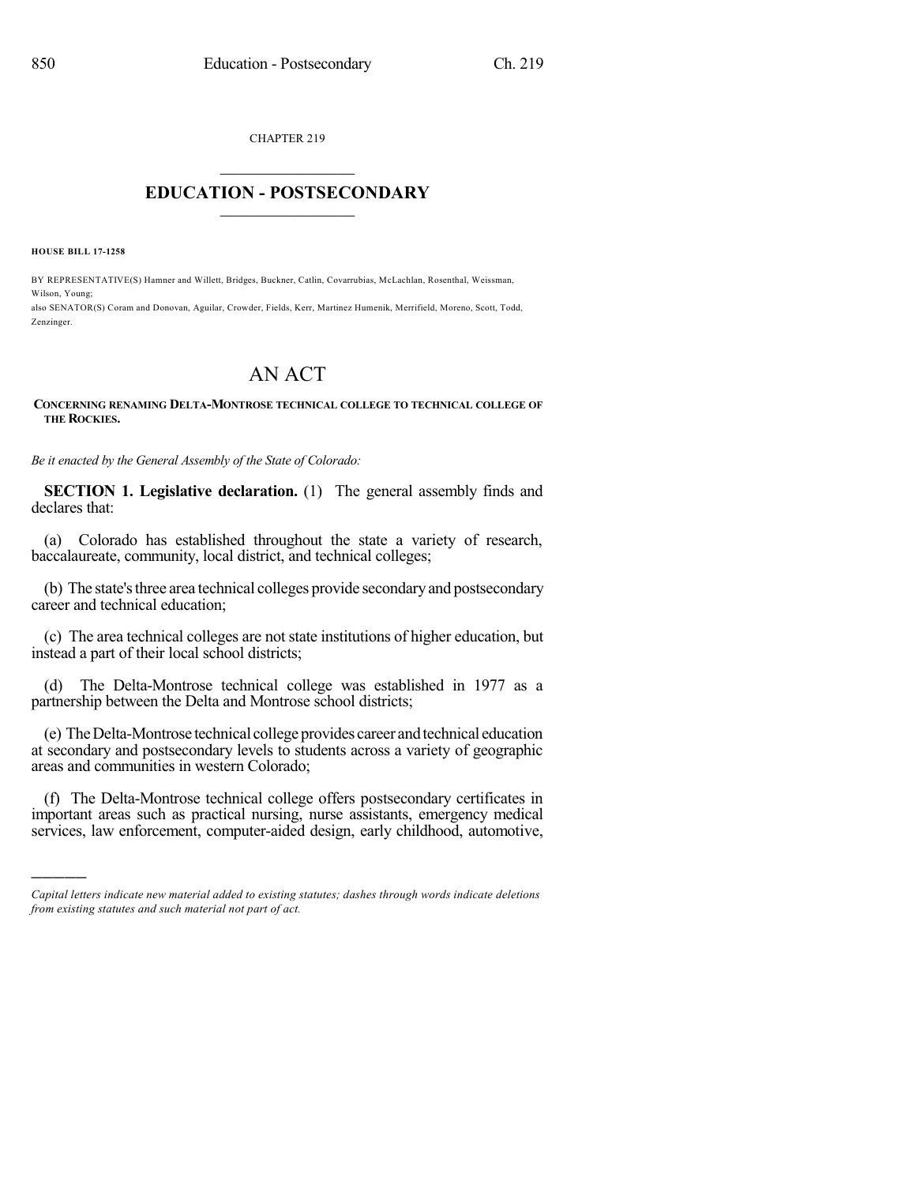CHAPTER 219

# EDUCATION - POSTSECONDARY

**HOUSE BILL 17-1258**

BY REPRESENTATIVE(S) Hamner and Willett, Bridges, Buckner, Catlin, Covarrubias, McLachlan, Rosenthal, Weissman, Wilson, Young;
also SENATOR(S) Coram and Donovan, Aguilar, Crowder, Fields, Kerr, Martinez Humenik, Merrifield, Moreno, Scott, Todd, Zenzinger.

# AN ACT

**CONCERNING RENAMING DELTA-MONTROSE TECHNICAL COLLEGE TO TECHNICAL COLLEGE OF THE ROCKIES.**

*Be it enacted by the General Assembly of the State of Colorado:*

**SECTION 1. Legislative declaration.** (1) The general assembly finds and declares that:

(a) Colorado has established throughout the state a variety of research, baccalaureate, community, local district, and technical colleges;

(b) The state's three area technical colleges provide secondary and postsecondary career and technical education;

(c) The area technical colleges are not state institutions of higher education, but instead a part of their local school districts;

(d) The Delta-Montrose technical college was established in 1977 as a partnership between the Delta and Montrose school districts;

(e) The Delta-Montrose technical college provides career and technical education at secondary and postsecondary levels to students across a variety of geographic areas and communities in western Colorado;

(f) The Delta-Montrose technical college offers postsecondary certificates in important areas such as practical nursing, nurse assistants, emergency medical services, law enforcement, computer-aided design, early childhood, automotive,

---

*Capital letters indicate new material added to existing statutes; dashes through words indicate deletions from existing statutes and such material not part of act.*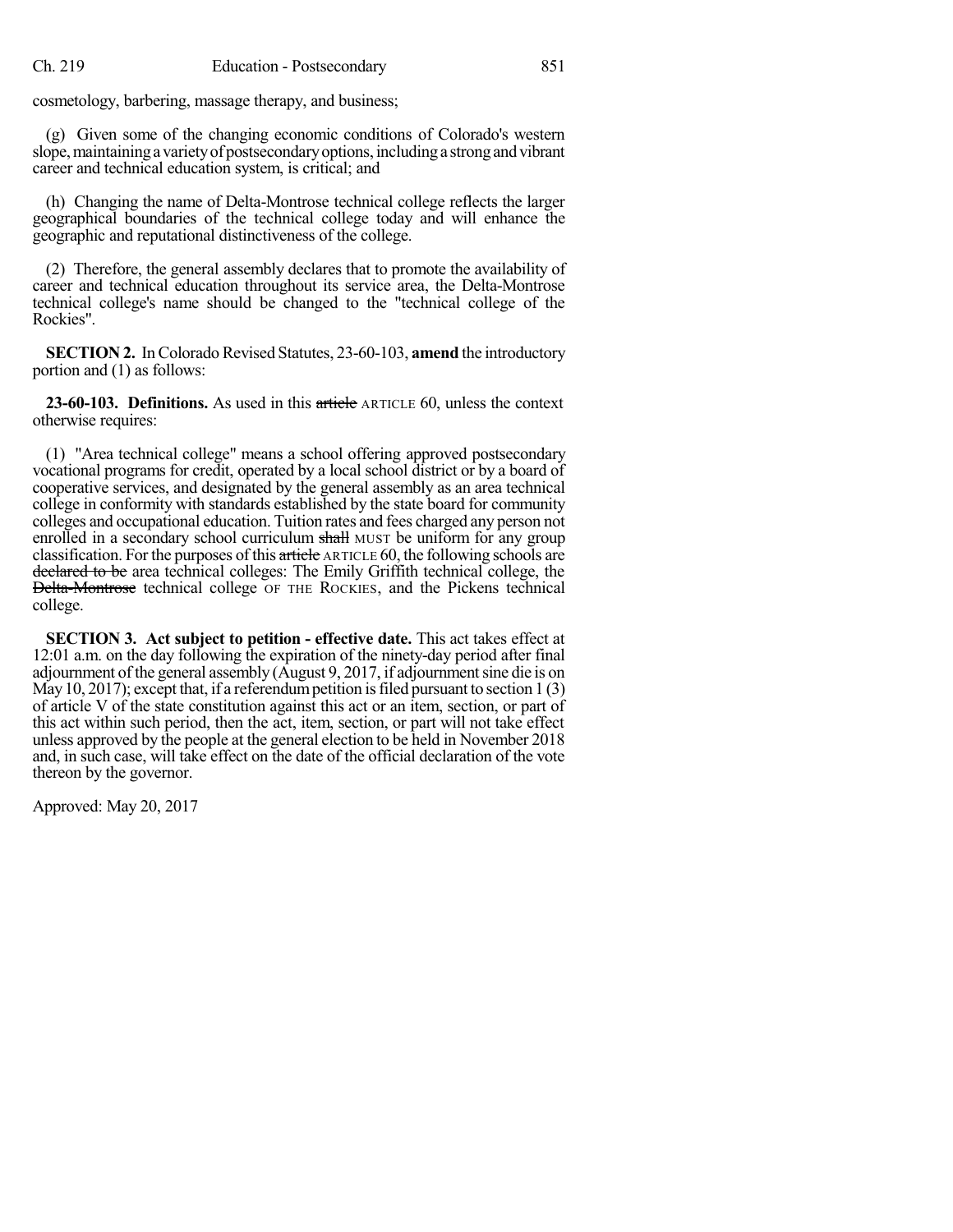cosmetology, barbering, massage therapy, and business;

(g) Given some of the changing economic conditions of Colorado's western slope, maintaining a variety of postsecondary options, including a strong and vibrant career and technical education system, is critical; and

(h) Changing the name of Delta-Montrose technical college reflects the larger geographical boundaries of the technical college today and will enhance the geographic and reputational distinctiveness of the college.

(2) Therefore, the general assembly declares that to promote the availability of career and technical education throughout its service area, the Delta-Montrose technical college's name should be changed to the "technical college of the Rockies".

**SECTION 2.** In Colorado Revised Statutes, 23-60-103, **amend** the introductory portion and (1) as follows:

**23-60-103. Definitions.** As used in this ~~article~~ ARTICLE 60, unless the context otherwise requires:

(1) "Area technical college" means a school offering approved postsecondary vocational programs for credit, operated by a local school district or by a board of cooperative services, and designated by the general assembly as an area technical college in conformity with standards established by the state board for community colleges and occupational education. Tuition rates and fees charged any person not enrolled in a secondary school curriculum ~~shall~~ MUST be uniform for any group classification. For the purposes of this ~~article~~ ARTICLE 60, the following schools are ~~declared to be~~ area technical colleges: The Emily Griffith technical college, the ~~Delta-Montrose~~ technical college OF THE ROCKIES, and the Pickens technical college.

**SECTION 3. Act subject to petition - effective date.** This act takes effect at 12:01 a.m. on the day following the expiration of the ninety-day period after final adjournment of the general assembly (August 9, 2017, if adjournment sine die is on May 10, 2017); except that, if a referendum petition is filed pursuant to section 1 (3) of article V of the state constitution against this act or an item, section, or part of this act within such period, then the act, item, section, or part will not take effect unless approved by the people at the general election to be held in November 2018 and, in such case, will take effect on the date of the official declaration of the vote thereon by the governor.

Approved: May 20, 2017